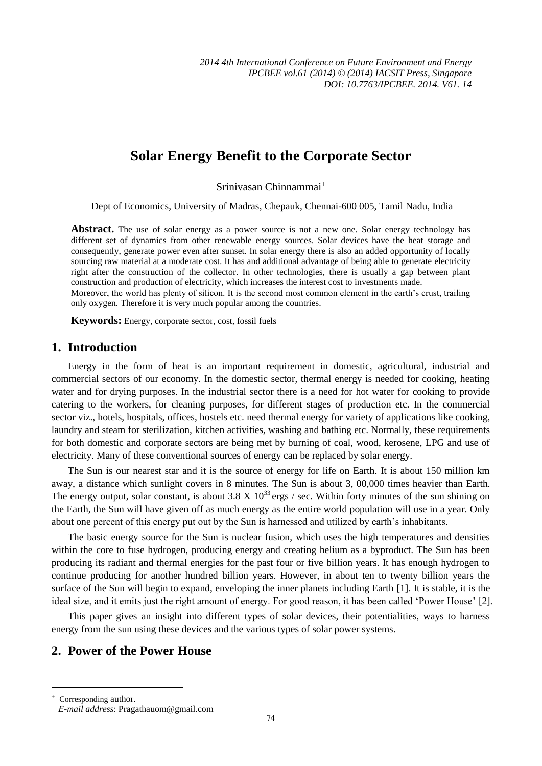# Solar Energy Benefit to the Corporate Sector

Srinivasan Chinnammai[+]

Dept of Economics, University of Madras, Chepauk, Chennai-600 005, Tamil Nadu, India

**Abstract.** The use of solar energy as a power source is not a new one. Solar energy technology has different set of dynamics from other renewable energy sources. Solar devices have the heat storage and consequently, generate power even after sunset. In solar energy there is also an added opportunity of locally sourcing raw material at a moderate cost. It has and additional advantage of being able to generate electricity right after the construction of the collector. In other technologies, there is usually a gap between plant construction and production of electricity, which increases the interest cost to investments made.
Moreover, the world has plenty of silicon. It is the second most common element in the earth's crust, trailing only oxygen. Therefore it is very much popular among the countries.

**Keywords:** Energy, corporate sector, cost, fossil fuels

## 1. Introduction

Energy in the form of heat is an important requirement in domestic, agricultural, industrial and commercial sectors of our economy. In the domestic sector, thermal energy is needed for cooking, heating water and for drying purposes. In the industrial sector there is a need for hot water for cooking to provide catering to the workers, for cleaning purposes, for different stages of production etc. In the commercial sector viz., hotels, hospitals, offices, hostels etc. need thermal energy for variety of applications like cooking, laundry and steam for sterilization, kitchen activities, washing and bathing etc. Normally, these requirements for both domestic and corporate sectors are being met by burning of coal, wood, kerosene, LPG and use of electricity. Many of these conventional sources of energy can be replaced by solar energy.

The Sun is our nearest star and it is the source of energy for life on Earth. It is about 150 million km away, a distance which sunlight covers in 8 minutes. The Sun is about 3, 00,000 times heavier than Earth. The energy output, solar constant, is about $3.8 \times 10^{33}$ ergs / sec. Within forty minutes of the sun shining on the Earth, the Sun will have given off as much energy as the entire world population will use in a year. Only about one percent of this energy put out by the Sun is harnessed and utilized by earth's inhabitants.

The basic energy source for the Sun is nuclear fusion, which uses the high temperatures and densities within the core to fuse hydrogen, producing energy and creating helium as a byproduct. The Sun has been producing its radiant and thermal energies for the past four or five billion years. It has enough hydrogen to continue producing for another hundred billion years. However, in about ten to twenty billion years the surface of the Sun will begin to expand, enveloping the inner planets including Earth [1]. It is stable, it is the ideal size, and it emits just the right amount of energy. For good reason, it has been called 'Power House' [2].

This paper gives an insight into different types of solar devices, their potentialities, ways to harness energy from the sun using these devices and the various types of solar power systems.

## 2. Power of the Power House

---

[+] Corresponding author.
*E-mail address*: Pragathauom@gmail.com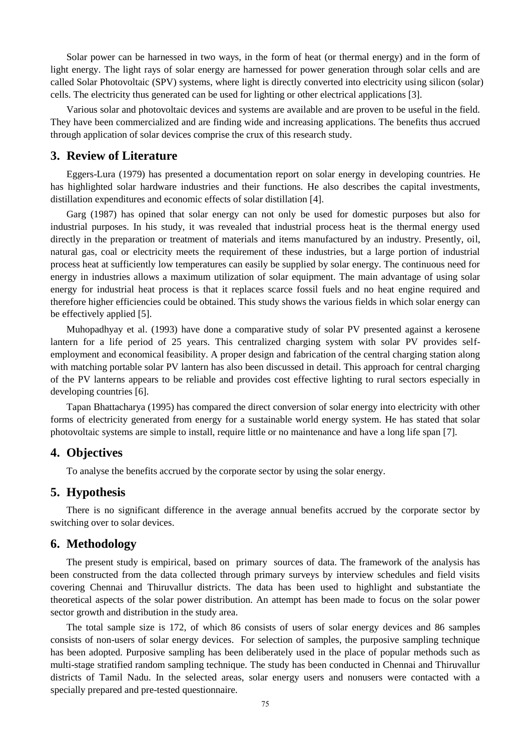Solar power can be harnessed in two ways, in the form of heat (or thermal energy) and in the form of light energy. The light rays of solar energy are harnessed for power generation through solar cells and are called Solar Photovoltaic (SPV) systems, where light is directly converted into electricity using silicon (solar) cells. The electricity thus generated can be used for lighting or other electrical applications [3].

Various solar and photovoltaic devices and systems are available and are proven to be useful in the field. They have been commercialized and are finding wide and increasing applications. The benefits thus accrued through application of solar devices comprise the crux of this research study.

## 3. Review of Literature

Eggers-Lura (1979) has presented a documentation report on solar energy in developing countries. He has highlighted solar hardware industries and their functions. He also describes the capital investments, distillation expenditures and economic effects of solar distillation [4].

Garg (1987) has opined that solar energy can not only be used for domestic purposes but also for industrial purposes. In his study, it was revealed that industrial process heat is the thermal energy used directly in the preparation or treatment of materials and items manufactured by an industry. Presently, oil, natural gas, coal or electricity meets the requirement of these industries, but a large portion of industrial process heat at sufficiently low temperatures can easily be supplied by solar energy. The continuous need for energy in industries allows a maximum utilization of solar equipment. The main advantage of using solar energy for industrial heat process is that it replaces scarce fossil fuels and no heat engine required and therefore higher efficiencies could be obtained. This study shows the various fields in which solar energy can be effectively applied [5].

Muhopadhyay et al. (1993) have done a comparative study of solar PV presented against a kerosene lantern for a life period of 25 years. This centralized charging system with solar PV provides self-employment and economical feasibility. A proper design and fabrication of the central charging station along with matching portable solar PV lantern has also been discussed in detail. This approach for central charging of the PV lanterns appears to be reliable and provides cost effective lighting to rural sectors especially in developing countries [6].

Tapan Bhattacharya (1995) has compared the direct conversion of solar energy into electricity with other forms of electricity generated from energy for a sustainable world energy system. He has stated that solar photovoltaic systems are simple to install, require little or no maintenance and have a long life span [7].

## 4. Objectives

To analyse the benefits accrued by the corporate sector by using the solar energy.

## 5. Hypothesis

There is no significant difference in the average annual benefits accrued by the corporate sector by switching over to solar devices.

## 6. Methodology

The present study is empirical, based on primary sources of data. The framework of the analysis has been constructed from the data collected through primary surveys by interview schedules and field visits covering Chennai and Thiruvallur districts. The data has been used to highlight and substantiate the theoretical aspects of the solar power distribution. An attempt has been made to focus on the solar power sector growth and distribution in the study area.

The total sample size is 172, of which 86 consists of users of solar energy devices and 86 samples consists of non-users of solar energy devices. For selection of samples, the purposive sampling technique has been adopted. Purposive sampling has been deliberately used in the place of popular methods such as multi-stage stratified random sampling technique. The study has been conducted in Chennai and Thiruvallur districts of Tamil Nadu. In the selected areas, solar energy users and nonusers were contacted with a specially prepared and pre-tested questionnaire.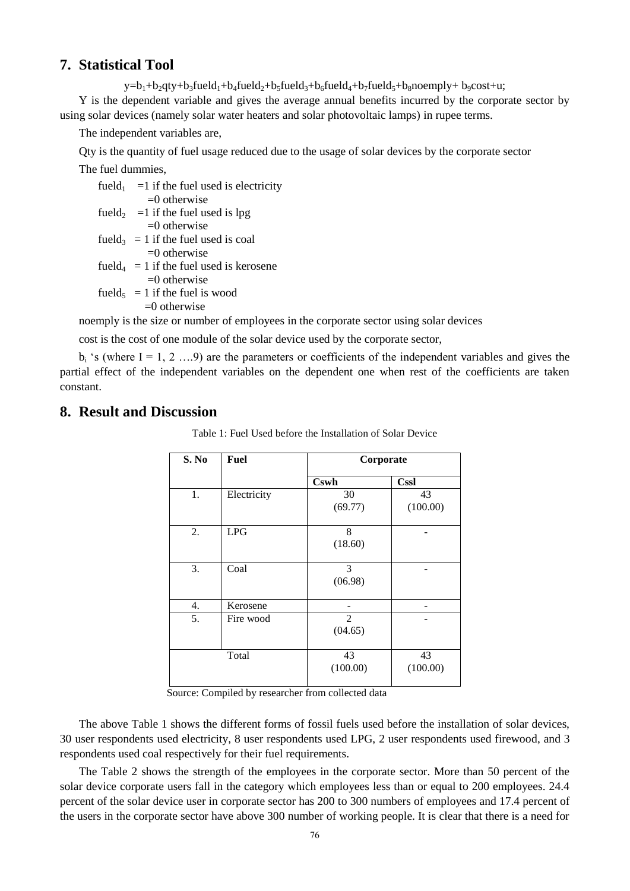## 7. Statistical Tool

$$y=b_1+b_2qty+b_3fueld_1+b_4fueld_2+b_5fueld_3+b_6fueld_4+b_7fueld_5+b_8noemply+ b_9cost+u;$$

Y is the dependent variable and gives the average annual benefits incurred by the corporate sector by using solar devices (namely solar water heaters and solar photovoltaic lamps) in rupee terms.

The independent variables are,

Qty is the quantity of fuel usage reduced due to the usage of solar devices by the corporate sector

The fuel dummies,

$fueld_1$ =1 if the fuel used is electricity
=0 otherwise
$fueld_2$ =1 if the fuel used is lpg
=0 otherwise
$fueld_3$ = 1 if the fuel used is coal
=0 otherwise
$fueld_4$ = 1 if the fuel used is kerosene
=0 otherwise
$fueld_5$ = 1 if the fuel is wood
=0 otherwise

noemply is the size or number of employees in the corporate sector using solar devices

cost is the cost of one module of the solar device used by the corporate sector,

$b_i$ 's (where I = 1, 2 ….9) are the parameters or coefficients of the independent variables and gives the partial effect of the independent variables on the dependent one when rest of the coefficients are taken constant.

## 8. Result and Discussion

Table 1: Fuel Used before the Installation of Solar Device

| S. No | Fuel | Corporate | |
|---|---|---|---|
| | | **Cswh** | **Cssl** |
| 1. | Electricity | 30 (69.77) | 43 (100.00) |
| 2. | LPG | 8 (18.60) | - |
| 3. | Coal | 3 (06.98) | - |
| 4. | Kerosene | - | - |
| 5. | Fire wood | 2 (04.65) | - |
| | Total | 43 (100.00) | 43 (100.00) |

Source: Compiled by researcher from collected data

The above Table 1 shows the different forms of fossil fuels used before the installation of solar devices, 30 user respondents used electricity, 8 user respondents used LPG, 2 user respondents used firewood, and 3 respondents used coal respectively for their fuel requirements.

The Table 2 shows the strength of the employees in the corporate sector. More than 50 percent of the solar device corporate users fall in the category which employees less than or equal to 200 employees. 24.4 percent of the solar device user in corporate sector has 200 to 300 numbers of employees and 17.4 percent of the users in the corporate sector have above 300 number of working people. It is clear that there is a need for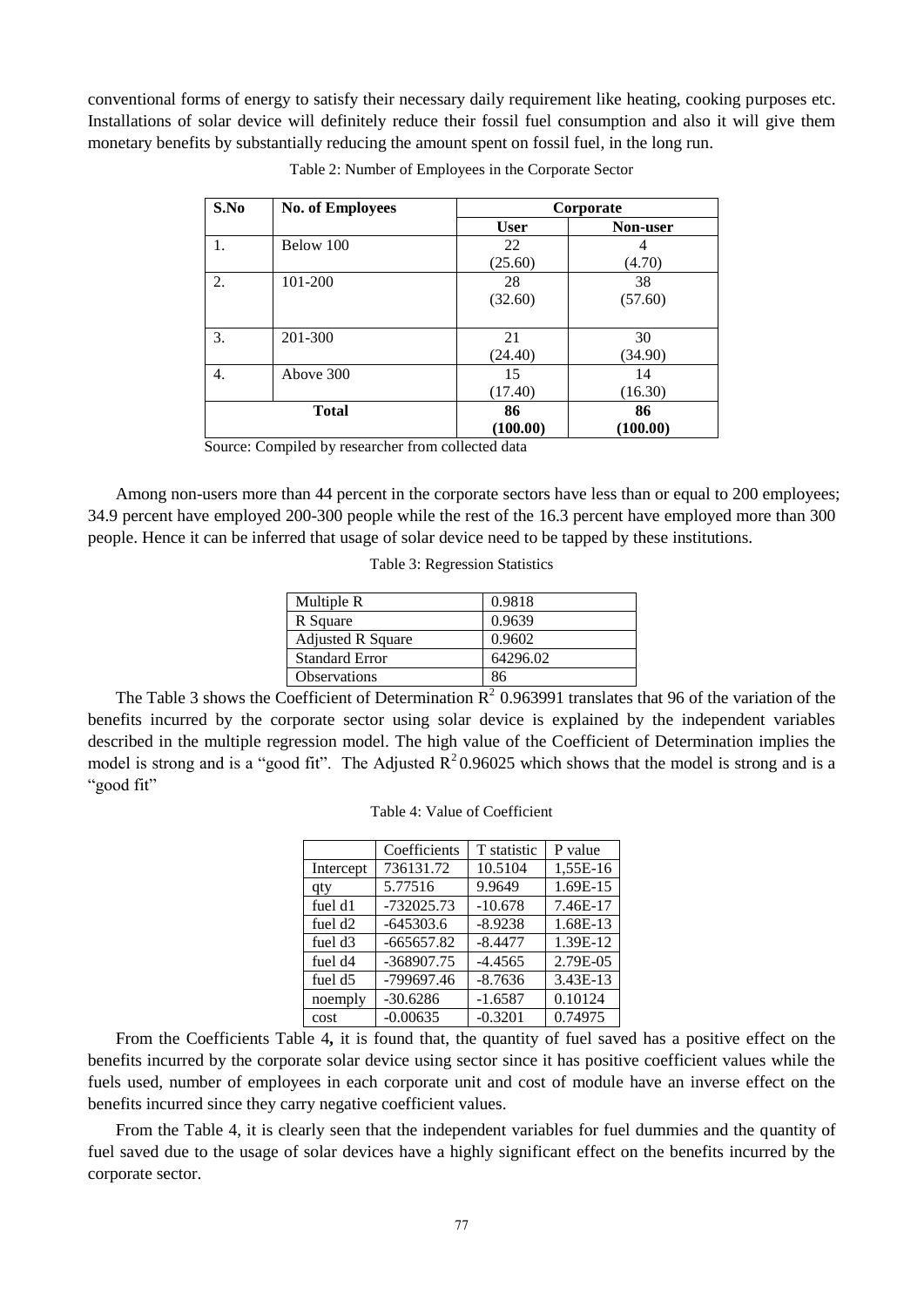conventional forms of energy to satisfy their necessary daily requirement like heating, cooking purposes etc. Installations of solar device will definitely reduce their fossil fuel consumption and also it will give them monetary benefits by substantially reducing the amount spent on fossil fuel, in the long run.

Table 2: Number of Employees in the Corporate Sector

| S.No | No. of Employees | Corporate | |
|---|---|---|---|
| | | **User** | **Non-user** |
| 1. | Below 100 | 22 (25.60) | 4 (4.70) |
| 2. | 101-200 | 28 (32.60) | 38 (57.60) |
| 3. | 201-300 | 21 (24.40) | 30 (34.90) |
| 4. | Above 300 | 15 (17.40) | 14 (16.30) |
| **Total** | | **86 (100.00)** | **86 (100.00)** |

Source: Compiled by researcher from collected data

Among non-users more than 44 percent in the corporate sectors have less than or equal to 200 employees; 34.9 percent have employed 200-300 people while the rest of the 16.3 percent have employed more than 300 people. Hence it can be inferred that usage of solar device need to be tapped by these institutions.

Table 3: Regression Statistics

| | |
|---|---|
| Multiple R | 0.9818 |
| R Square | 0.9639 |
| Adjusted R Square | 0.9602 |
| Standard Error | 64296.02 |
| Observations | 86 |

The Table 3 shows the Coefficient of Determination $R^2$ 0.963991 translates that 96 of the variation of the benefits incurred by the corporate sector using solar device is explained by the independent variables described in the multiple regression model. The high value of the Coefficient of Determination implies the model is strong and is a "good fit". The Adjusted $R^2$ 0.96025 which shows that the model is strong and is a "good fit"

Table 4: Value of Coefficient

| | Coefficients | T statistic | P value |
|---|---|---|---|
| Intercept | 736131.72 | 10.5104 | 1,55E-16 |
| qty | 5.77516 | 9.9649 | 1.69E-15 |
| fuel d1 | -732025.73 | -10.678 | 7.46E-17 |
| fuel d2 | -645303.6 | -8.9238 | 1.68E-13 |
| fuel d3 | -665657.82 | -8.4477 | 1.39E-12 |
| fuel d4 | -368907.75 | -4.4565 | 2.79E-05 |
| fuel d5 | -799697.46 | -8.7636 | 3.43E-13 |
| noemply | -30.6286 | -1.6587 | 0.10124 |
| cost | -0.00635 | -0.3201 | 0.74975 |

From the Coefficients Table 4**,** it is found that, the quantity of fuel saved has a positive effect on the benefits incurred by the corporate solar device using sector since it has positive coefficient values while the fuels used, number of employees in each corporate unit and cost of module have an inverse effect on the benefits incurred since they carry negative coefficient values.

From the Table 4, it is clearly seen that the independent variables for fuel dummies and the quantity of fuel saved due to the usage of solar devices have a highly significant effect on the benefits incurred by the corporate sector.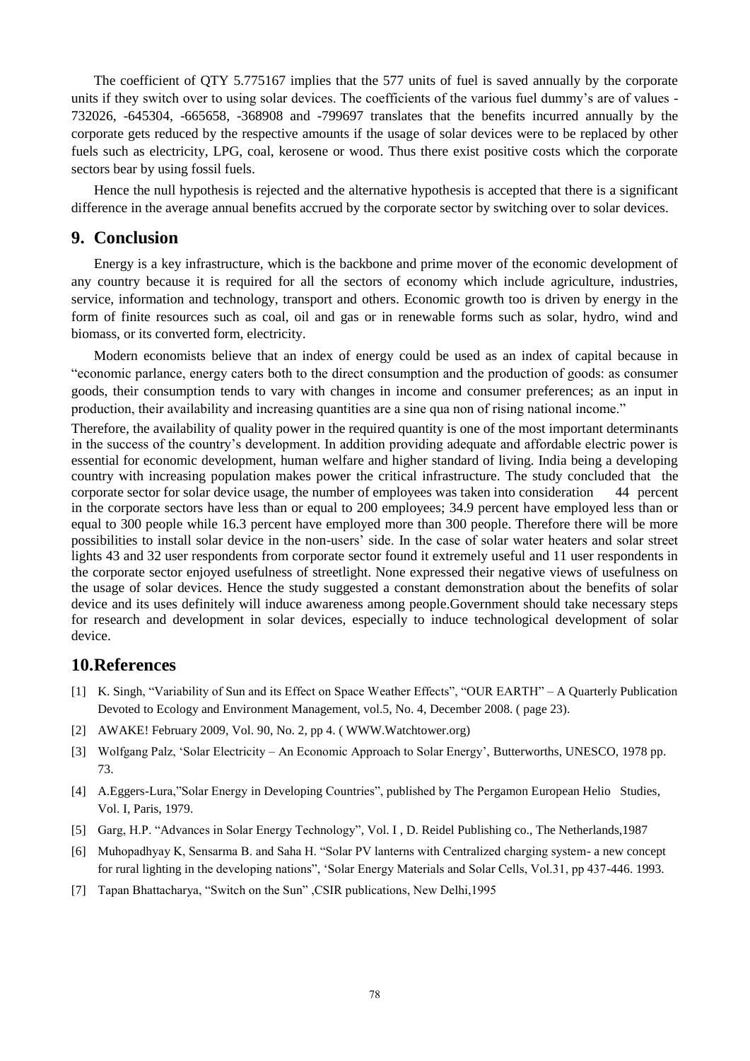The coefficient of QTY 5.775167 implies that the 577 units of fuel is saved annually by the corporate units if they switch over to using solar devices. The coefficients of the various fuel dummy's are of values -732026, -645304, -665658, -368908 and -799697 translates that the benefits incurred annually by the corporate gets reduced by the respective amounts if the usage of solar devices were to be replaced by other fuels such as electricity, LPG, coal, kerosene or wood. Thus there exist positive costs which the corporate sectors bear by using fossil fuels.

Hence the null hypothesis is rejected and the alternative hypothesis is accepted that there is a significant difference in the average annual benefits accrued by the corporate sector by switching over to solar devices.

## 9. Conclusion

Energy is a key infrastructure, which is the backbone and prime mover of the economic development of any country because it is required for all the sectors of economy which include agriculture, industries, service, information and technology, transport and others. Economic growth too is driven by energy in the form of finite resources such as coal, oil and gas or in renewable forms such as solar, hydro, wind and biomass, or its converted form, electricity.

Modern economists believe that an index of energy could be used as an index of capital because in "economic parlance, energy caters both to the direct consumption and the production of goods: as consumer goods, their consumption tends to vary with changes in income and consumer preferences; as an input in production, their availability and increasing quantities are a sine qua non of rising national income."

Therefore, the availability of quality power in the required quantity is one of the most important determinants in the success of the country's development. In addition providing adequate and affordable electric power is essential for economic development, human welfare and higher standard of living. India being a developing country with increasing population makes power the critical infrastructure. The study concluded that the corporate sector for solar device usage, the number of employees was taken into consideration 44 percent in the corporate sectors have less than or equal to 200 employees; 34.9 percent have employed less than or equal to 300 people while 16.3 percent have employed more than 300 people. Therefore there will be more possibilities to install solar device in the non-users' side. In the case of solar water heaters and solar street lights 43 and 32 user respondents from corporate sector found it extremely useful and 11 user respondents in the corporate sector enjoyed usefulness of streetlight. None expressed their negative views of usefulness on the usage of solar devices. Hence the study suggested a constant demonstration about the benefits of solar device and its uses definitely will induce awareness among people.Government should take necessary steps for research and development in solar devices, especially to induce technological development of solar device.

## 10.References

[1] K. Singh, "Variability of Sun and its Effect on Space Weather Effects", "OUR EARTH" – A Quarterly Publication Devoted to Ecology and Environment Management, vol.5, No. 4, December 2008. ( page 23).

[2] AWAKE! February 2009, Vol. 90, No. 2, pp 4. ( WWW.Watchtower.org)

[3] Wolfgang Palz, 'Solar Electricity – An Economic Approach to Solar Energy', Butterworths, UNESCO, 1978 pp. 73.

[4] A.Eggers-Lura,"Solar Energy in Developing Countries", published by The Pergamon European Helio Studies, Vol. I, Paris, 1979.

[5] Garg, H.P. "Advances in Solar Energy Technology", Vol. I , D. Reidel Publishing co., The Netherlands,1987

[6] Muhopadhyay K, Sensarma B. and Saha H. "Solar PV lanterns with Centralized charging system- a new concept for rural lighting in the developing nations", 'Solar Energy Materials and Solar Cells, Vol.31, pp 437-446. 1993.

[7] Tapan Bhattacharya, "Switch on the Sun" ,CSIR publications, New Delhi,1995